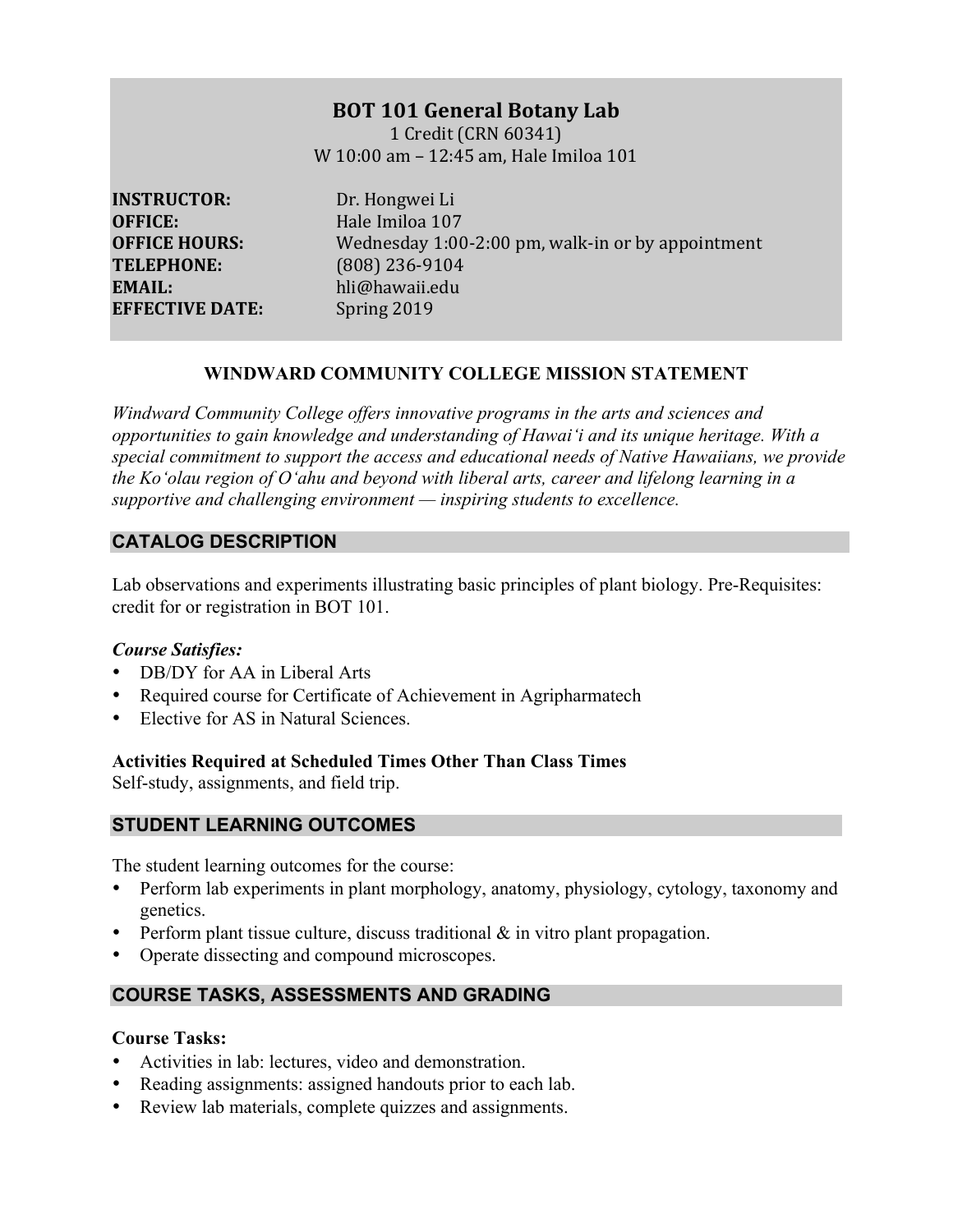# BOT 101 General Botany Lab

1 Credit (CRN 60341)
W 10:00 am – 12:45 am, Hale Imiloa 101

**INSTRUCTOR:** Dr. Hongwei Li
**OFFICE:** Hale Imiloa 107
**OFFICE HOURS:** Wednesday 1:00-2:00 pm, walk-in or by appointment
**TELEPHONE:** (808) 236-9104
**EMAIL:** hli@hawaii.edu
**EFFECTIVE DATE:** Spring 2019

## WINDWARD COMMUNITY COLLEGE MISSION STATEMENT

*Windward Community College offers innovative programs in the arts and sciences and opportunities to gain knowledge and understanding of Hawaiʻi and its unique heritage. With a special commitment to support the access and educational needs of Native Hawaiians, we provide the Koʻolau region of Oʻahu and beyond with liberal arts, career and lifelong learning in a supportive and challenging environment — inspiring students to excellence.*

## CATALOG DESCRIPTION

Lab observations and experiments illustrating basic principles of plant biology. Pre-Requisites: credit for or registration in BOT 101.

***Course Satisfies:***

- DB/DY for AA in Liberal Arts
- Required course for Certificate of Achievement in Agripharmatech
- Elective for AS in Natural Sciences.

**Activities Required at Scheduled Times Other Than Class Times**

Self-study, assignments, and field trip.

## STUDENT LEARNING OUTCOMES

The student learning outcomes for the course:

- Perform lab experiments in plant morphology, anatomy, physiology, cytology, taxonomy and genetics.
- Perform plant tissue culture, discuss traditional & in vitro plant propagation.
- Operate dissecting and compound microscopes.

## COURSE TASKS, ASSESSMENTS AND GRADING

**Course Tasks:**

- Activities in lab: lectures, video and demonstration.
- Reading assignments: assigned handouts prior to each lab.
- Review lab materials, complete quizzes and assignments.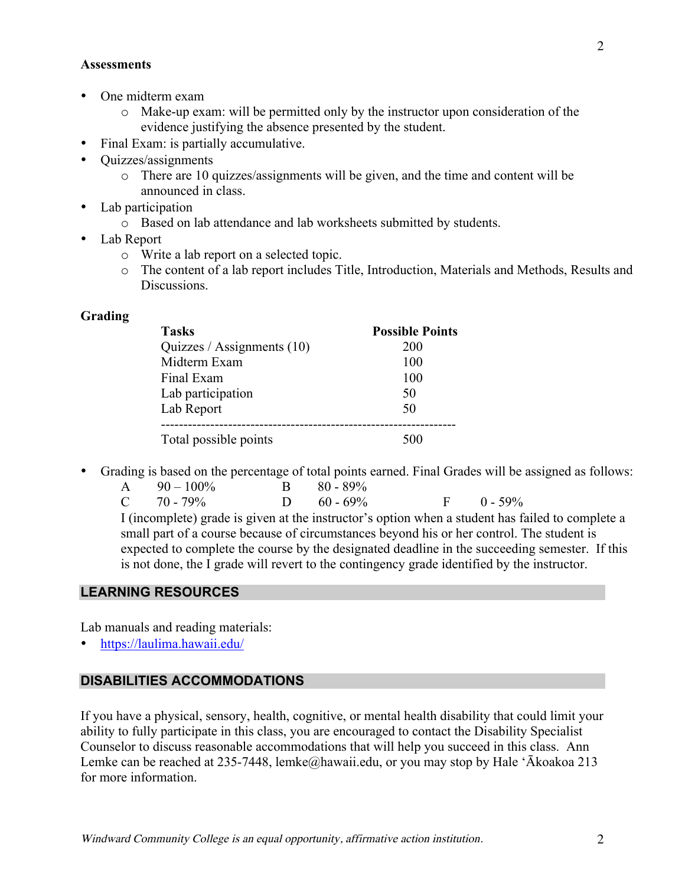**Assessments**

- One midterm exam
    - Make-up exam: will be permitted only by the instructor upon consideration of the evidence justifying the absence presented by the student.
- Final Exam: is partially accumulative.
- Quizzes/assignments
    - There are 10 quizzes/assignments will be given, and the time and content will be announced in class.
- Lab participation
    - Based on lab attendance and lab worksheets submitted by students.
- Lab Report
    - Write a lab report on a selected topic.
    - The content of a lab report includes Title, Introduction, Materials and Methods, Results and Discussions.

**Grading**

| Tasks | Possible Points |
|---|---|
| Quizzes / Assignments (10) | 200 |
| Midterm Exam | 100 |
| Final Exam | 100 |
| Lab participation | 50 |
| Lab Report | 50 |
| Total possible points | 500 |

- Grading is based on the percentage of total points earned. Final Grades will be assigned as follows:

    A 90 – 100% B 80 - 89%
    C 70 - 79% D 60 - 69% F 0 - 59%

    I (incomplete) grade is given at the instructor's option when a student has failed to complete a small part of a course because of circumstances beyond his or her control. The student is expected to complete the course by the designated deadline in the succeeding semester. If this is not done, the I grade will revert to the contingency grade identified by the instructor.

## LEARNING RESOURCES

Lab manuals and reading materials:

- https://laulima.hawaii.edu/

## DISABILITIES ACCOMMODATIONS

If you have a physical, sensory, health, cognitive, or mental health disability that could limit your ability to fully participate in this class, you are encouraged to contact the Disability Specialist Counselor to discuss reasonable accommodations that will help you succeed in this class. Ann Lemke can be reached at 235-7448, lemke@hawaii.edu, or you may stop by Hale ʻĀkoakoa 213 for more information.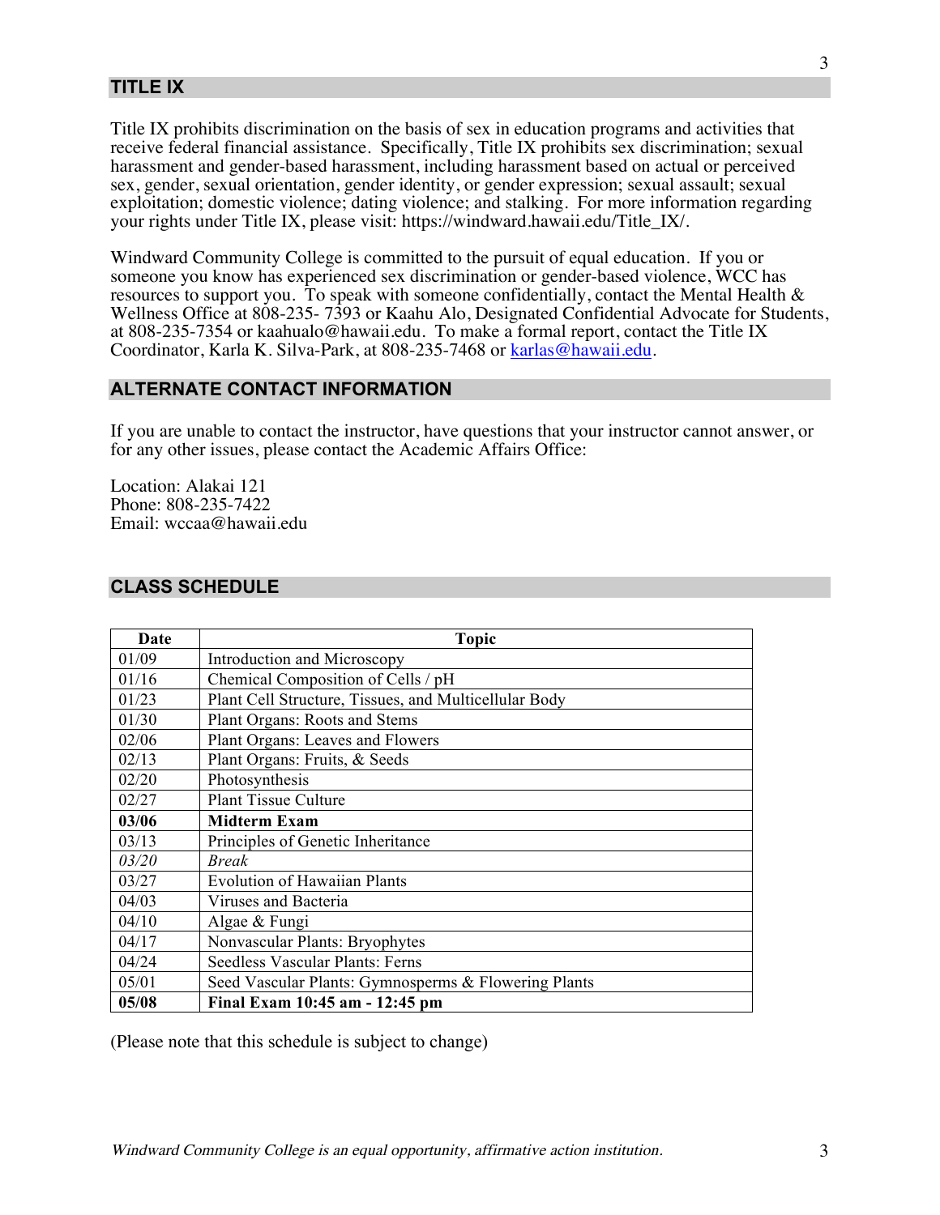## TITLE IX

Title IX prohibits discrimination on the basis of sex in education programs and activities that receive federal financial assistance. Specifically, Title IX prohibits sex discrimination; sexual harassment and gender-based harassment, including harassment based on actual or perceived sex, gender, sexual orientation, gender identity, or gender expression; sexual assault; sexual exploitation; domestic violence; dating violence; and stalking. For more information regarding your rights under Title IX, please visit: https://windward.hawaii.edu/Title_IX/.

Windward Community College is committed to the pursuit of equal education. If you or someone you know has experienced sex discrimination or gender-based violence, WCC has resources to support you. To speak with someone confidentially, contact the Mental Health & Wellness Office at 808-235- 7393 or Kaahu Alo, Designated Confidential Advocate for Students, at 808-235-7354 or kaahualo@hawaii.edu. To make a formal report, contact the Title IX Coordinator, Karla K. Silva-Park, at 808-235-7468 or karlas@hawaii.edu.

## ALTERNATE CONTACT INFORMATION

If you are unable to contact the instructor, have questions that your instructor cannot answer, or for any other issues, please contact the Academic Affairs Office:

Location: Alakai 121
Phone: 808-235-7422
Email: wccaa@hawaii.edu

## CLASS SCHEDULE

| Date | Topic |
|---|---|
| 01/09 | Introduction and Microscopy |
| 01/16 | Chemical Composition of Cells / pH |
| 01/23 | Plant Cell Structure, Tissues, and Multicellular Body |
| 01/30 | Plant Organs: Roots and Stems |
| 02/06 | Plant Organs: Leaves and Flowers |
| 02/13 | Plant Organs: Fruits, & Seeds |
| 02/20 | Photosynthesis |
| 02/27 | Plant Tissue Culture |
| **03/06** | **Midterm Exam** |
| 03/13 | Principles of Genetic Inheritance |
| *03/20* | *Break* |
| 03/27 | Evolution of Hawaiian Plants |
| 04/03 | Viruses and Bacteria |
| 04/10 | Algae & Fungi |
| 04/17 | Nonvascular Plants: Bryophytes |
| 04/24 | Seedless Vascular Plants: Ferns |
| 05/01 | Seed Vascular Plants: Gymnosperms & Flowering Plants |
| **05/08** | **Final Exam 10:45 am - 12:45 pm** |

(Please note that this schedule is subject to change)

*Windward Community College is an equal opportunity, affirmative action institution.*